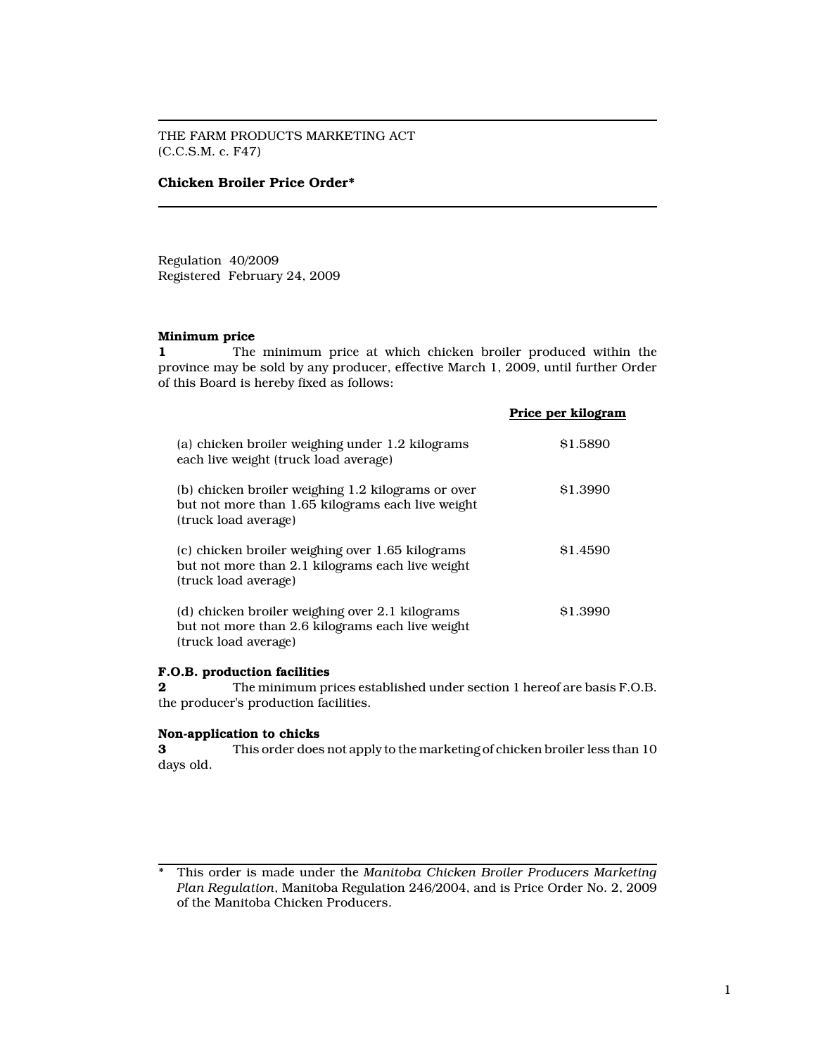THE FARM PRODUCTS MARKETING ACT
(C.C.S.M. c. F47)

**Chicken Broiler Price Order***

Regulation 40/2009
Registered February 24, 2009

**Minimum price**

**1** The minimum price at which chicken broiler produced within the province may be sold by any producer, effective March 1, 2009, until further Order of this Board is hereby fixed as follows:

| | **Price per kilogram** |
|---|---|
| (a) chicken broiler weighing under 1.2 kilograms each live weight (truck load average) | $1.5890 |
| (b) chicken broiler weighing 1.2 kilograms or over but not more than 1.65 kilograms each live weight (truck load average) | $1.3990 |
| (c) chicken broiler weighing over 1.65 kilograms but not more than 2.1 kilograms each live weight (truck load average) | $1.4590 |
| (d) chicken broiler weighing over 2.1 kilograms but not more than 2.6 kilograms each live weight (truck load average) | $1.3990 |

**F.O.B. production facilities**

**2** The minimum prices established under section 1 hereof are basis F.O.B. the producer's production facilities.

**Non-application to chicks**

**3** This order does not apply to the marketing of chicken broiler less than 10 days old.

---

\* This order is made under the *Manitoba Chicken Broiler Producers Marketing Plan Regulation*, Manitoba Regulation 246/2004, and is Price Order No. 2, 2009 of the Manitoba Chicken Producers.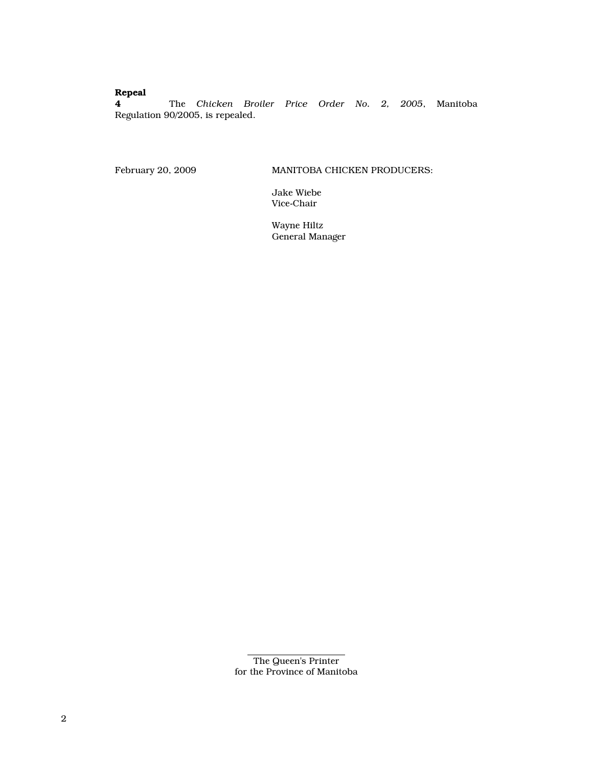**Repeal**

**4** The *Chicken Broiler Price Order No. 2, 2005*, Manitoba Regulation 90/2005, is repealed.

February 20, 2009

MANITOBA CHICKEN PRODUCERS:

Jake Wiebe
Vice-Chair

Wayne Hiltz
General Manager

The Queen's Printer
for the Province of Manitoba